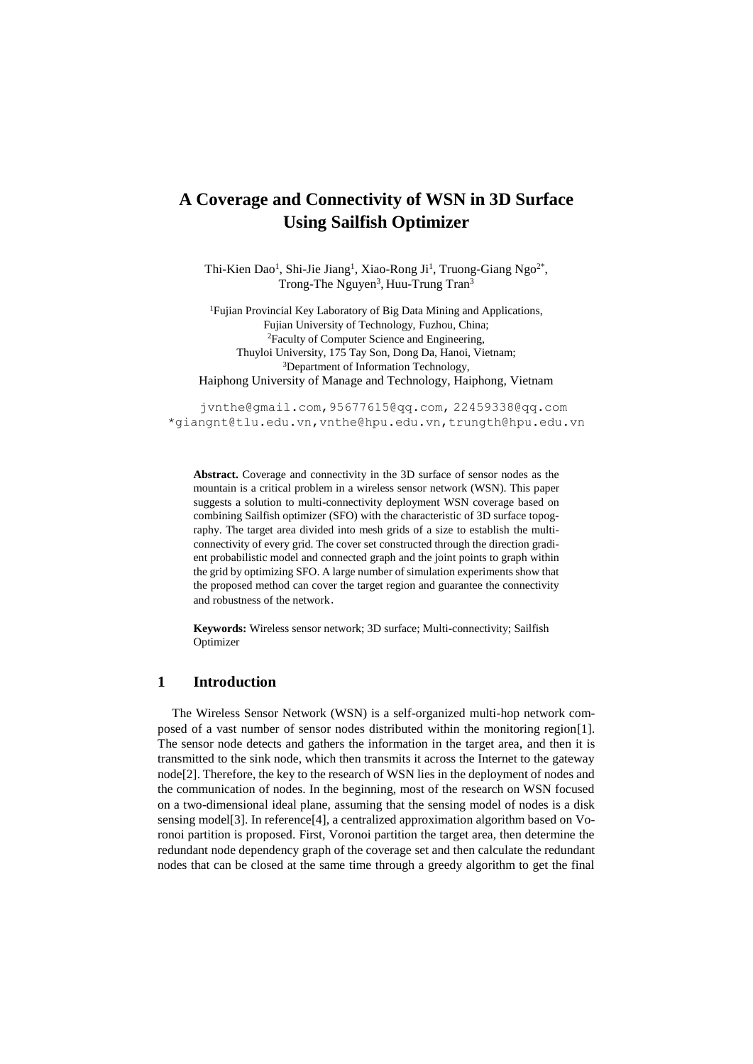# A Coverage and Connectivity of WSN in 3D Surface Using Sailfish Optimizer

Thi-Kien Dao[1], Shi-Jie Jiang[1], Xiao-Rong Ji[1], Truong-Giang Ngo[2*], Trong-The Nguyen[3], Huu-Trung Tran[3]

[1]Fujian Provincial Key Laboratory of Big Data Mining and Applications, Fujian University of Technology, Fuzhou, China;
[2]Faculty of Computer Science and Engineering, Thuyloi University, 175 Tay Son, Dong Da, Hanoi, Vietnam;
[3]Department of Information Technology, Haiphong University of Manage and Technology, Haiphong, Vietnam

jvnthe@gmail.com, 95677615@qq.com, 22459338@qq.com
*giangnt@tlu.edu.vn, vnthe@hpu.edu.vn, trungth@hpu.edu.vn

**Abstract.** Coverage and connectivity in the 3D surface of sensor nodes as the mountain is a critical problem in a wireless sensor network (WSN). This paper suggests a solution to multi-connectivity deployment WSN coverage based on combining Sailfish optimizer (SFO) with the characteristic of 3D surface topography. The target area divided into mesh grids of a size to establish the multi-connectivity of every grid. The cover set constructed through the direction gradient probabilistic model and connected graph and the joint points to graph within the grid by optimizing SFO. A large number of simulation experiments show that the proposed method can cover the target region and guarantee the connectivity and robustness of the network.

**Keywords:** Wireless sensor network; 3D surface; Multi-connectivity; Sailfish Optimizer

## 1 Introduction

The Wireless Sensor Network (WSN) is a self-organized multi-hop network composed of a vast number of sensor nodes distributed within the monitoring region[1]. The sensor node detects and gathers the information in the target area, and then it is transmitted to the sink node, which then transmits it across the Internet to the gateway node[2]. Therefore, the key to the research of WSN lies in the deployment of nodes and the communication of nodes. In the beginning, most of the research on WSN focused on a two-dimensional ideal plane, assuming that the sensing model of nodes is a disk sensing model[3]. In reference[4], a centralized approximation algorithm based on Voronoi partition is proposed. First, Voronoi partition the target area, then determine the redundant node dependency graph of the coverage set and then calculate the redundant nodes that can be closed at the same time through a greedy algorithm to get the final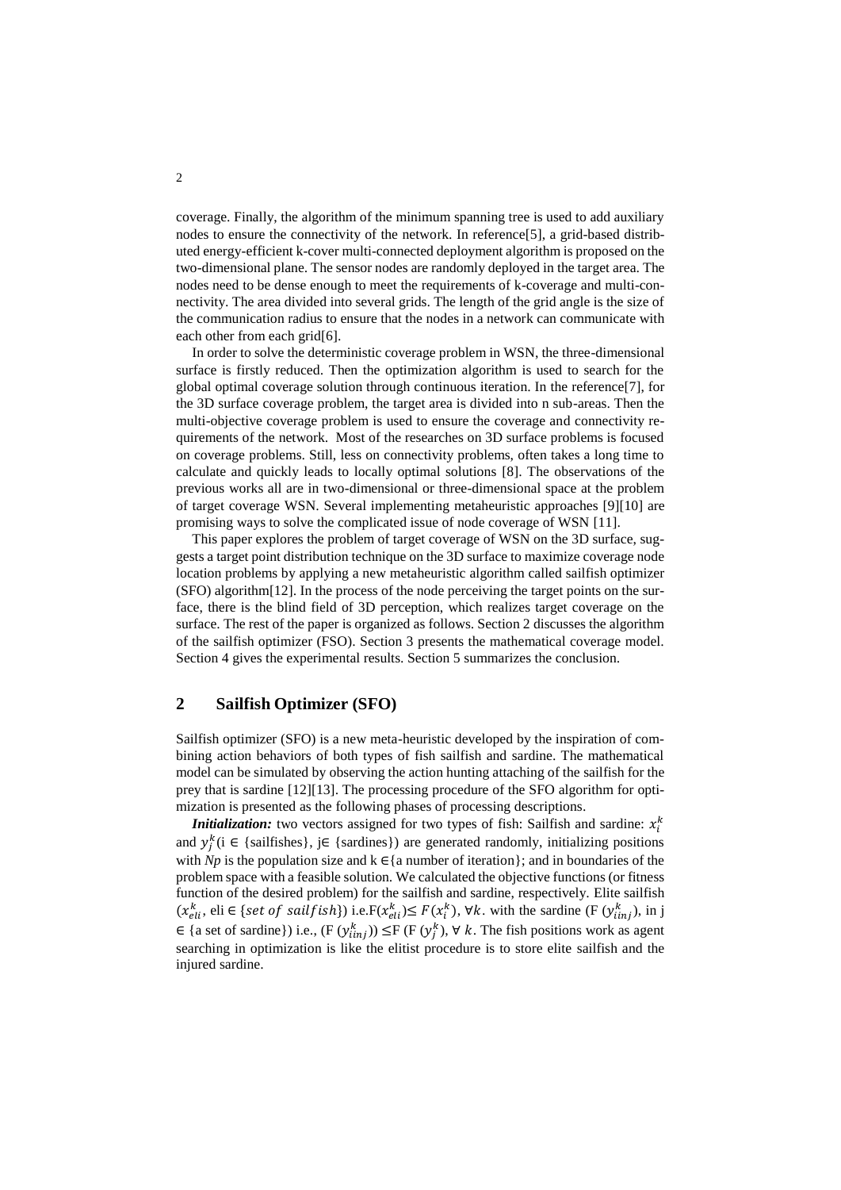coverage. Finally, the algorithm of the minimum spanning tree is used to add auxiliary nodes to ensure the connectivity of the network. In reference[5], a grid-based distributed energy-efficient k-cover multi-connected deployment algorithm is proposed on the two-dimensional plane. The sensor nodes are randomly deployed in the target area. The nodes need to be dense enough to meet the requirements of k-coverage and multi-connectivity. The area divided into several grids. The length of the grid angle is the size of the communication radius to ensure that the nodes in a network can communicate with each other from each grid[6].

In order to solve the deterministic coverage problem in WSN, the three-dimensional surface is firstly reduced. Then the optimization algorithm is used to search for the global optimal coverage solution through continuous iteration. In the reference[7], for the 3D surface coverage problem, the target area is divided into n sub-areas. Then the multi-objective coverage problem is used to ensure the coverage and connectivity requirements of the network. Most of the researches on 3D surface problems is focused on coverage problems. Still, less on connectivity problems, often takes a long time to calculate and quickly leads to locally optimal solutions [8]. The observations of the previous works all are in two-dimensional or three-dimensional space at the problem of target coverage WSN. Several implementing metaheuristic approaches [9][10] are promising ways to solve the complicated issue of node coverage of WSN [11].

This paper explores the problem of target coverage of WSN on the 3D surface, suggests a target point distribution technique on the 3D surface to maximize coverage node location problems by applying a new metaheuristic algorithm called sailfish optimizer (SFO) algorithm[12]. In the process of the node perceiving the target points on the surface, there is the blind field of 3D perception, which realizes target coverage on the surface. The rest of the paper is organized as follows. Section 2 discusses the algorithm of the sailfish optimizer (FSO). Section 3 presents the mathematical coverage model. Section 4 gives the experimental results. Section 5 summarizes the conclusion.

## 2 Sailfish Optimizer (SFO)

Sailfish optimizer (SFO) is a new meta-heuristic developed by the inspiration of combining action behaviors of both types of fish sailfish and sardine. The mathematical model can be simulated by observing the action hunting attaching of the sailfish for the prey that is sardine [12][13]. The processing procedure of the SFO algorithm for optimization is presented as the following phases of processing descriptions.

***Initialization:*** two vectors assigned for two types of fish: Sailfish and sardine: $x_i^k$ and $y_j^k$(i ∈ {sailfishes}, j∈ {sardines}) are generated randomly, initializing positions with *Np* is the population size and k ∈{a number of iteration}; and in boundaries of the problem space with a feasible solution. We calculated the objective functions (or fitness function of the desired problem) for the sailfish and sardine, respectively. Elite sailfish ($x_{eli}^k$, eli ∈ $\{set\ of\ sailfish\}$) i.e.F($x_{eli}^k$)≤ $F(x_i^k)$, $\forall k$. with the sardine (F ($y_{iinj}^k$), in j ∈ {a set of sardine}) i.e., (F ($y_{iinj}^k$)) ≤F (F ($y_j^k$), ∀ $k$. The fish positions work as agent searching in optimization is like the elitist procedure is to store elite sailfish and the injured sardine.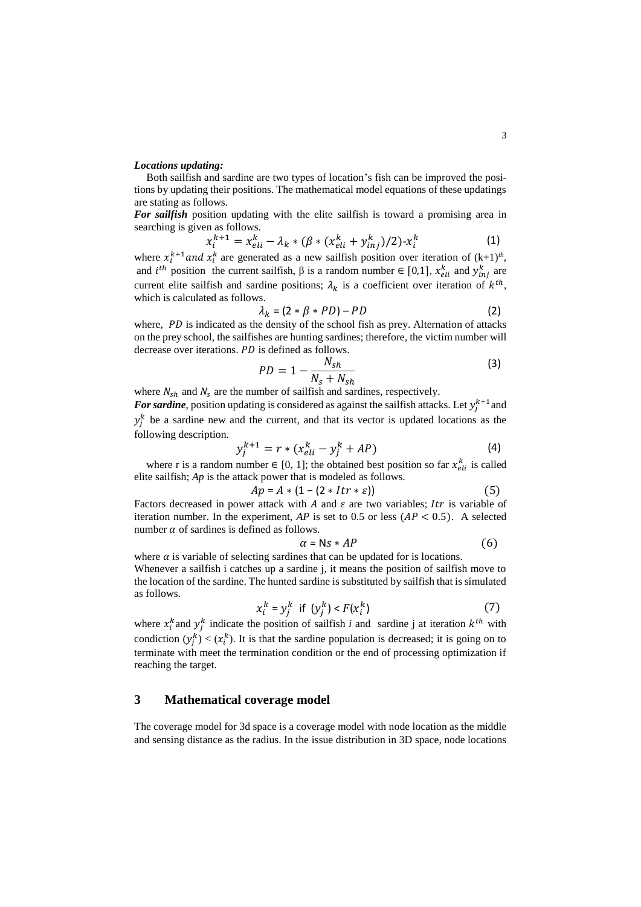***Locations updating:***

Both sailfish and sardine are two types of location's fish can be improved the positions by updating their positions. The mathematical model equations of these updatings are stating as follows.

***For sailfish*** position updating with the elite sailfish is toward a promising area in searching is given as follows.

$$x_i^{k+1} = x_{eli}^k - \lambda_k * (\beta * (x_{eli}^k + y_{inj}^k)/2) - x_i^k \tag{1}$$

where $x_i^{k+1}$ *and* $x_i^k$ are generated as a new sailfish position over iteration of $(k+1)^{th}$, and $i^{th}$ position the current sailfish, β is a random number ∈ [0,1], $x_{eli}^k$ and $y_{inj}^k$ are current elite sailfish and sardine positions; $\lambda_k$ is a coefficient over iteration of $k^{th}$, which is calculated as follows.

$$\lambda_k = (2 * \beta * PD) - PD \tag{2}$$

where, $PD$ is indicated as the density of the school fish as prey. Alternation of attacks on the prey school, the sailfishes are hunting sardines; therefore, the victim number will decrease over iterations. $PD$ is defined as follows.

$$PD = 1 - \frac{N_{sh}}{N_s + N_{sh}} \tag{3}$$

where $N_{sh}$ and $N_s$ are the number of sailfish and sardines, respectively.

***For sardine***, position updating is considered as against the sailfish attacks. Let $y_j^{k+1}$ and $y_j^k$ be a sardine new and the current, and that its vector is updated locations as the following description.

$$y_j^{k+1} = r * (x_{eli}^k - y_j^k + AP) \tag{4}$$

where r is a random number ∈ [0, 1]; the obtained best position so far $x_{eli}^k$ is called elite sailfish; *Ap* is the attack power that is modeled as follows.

$$Ap = A * (1 - (2 * Itr * \varepsilon)) \tag{5}$$

Factors decreased in power attack with $A$ and $\varepsilon$ are two variables; $Itr$ is variable of iteration number. In the experiment, *AP* is set to 0.5 or less ($AP < 0.5$). A selected number $\alpha$ of sardines is defined as follows.

$$\alpha = Ns * AP \tag{6}$$

where $\alpha$ is variable of selecting sardines that can be updated for is locations.

Whenever a sailfish i catches up a sardine j, it means the position of sailfish move to the location of the sardine. The hunted sardine is substituted by sailfish that is simulated as follows.

$$x_i^k = y_j^k \text{ if } (y_j^k) < F(x_i^k) \tag{7}$$

where $x_i^k$ and $y_j^k$ indicate the position of sailfish *i* and sardine j at iteration $k^{th}$ with condiction $(y_j^k) < (x_i^k)$. It is that the sardine population is decreased; it is going on to terminate with meet the termination condition or the end of processing optimization if reaching the target.

## 3 Mathematical coverage model

The coverage model for 3d space is a coverage model with node location as the middle and sensing distance as the radius. In the issue distribution in 3D space, node locations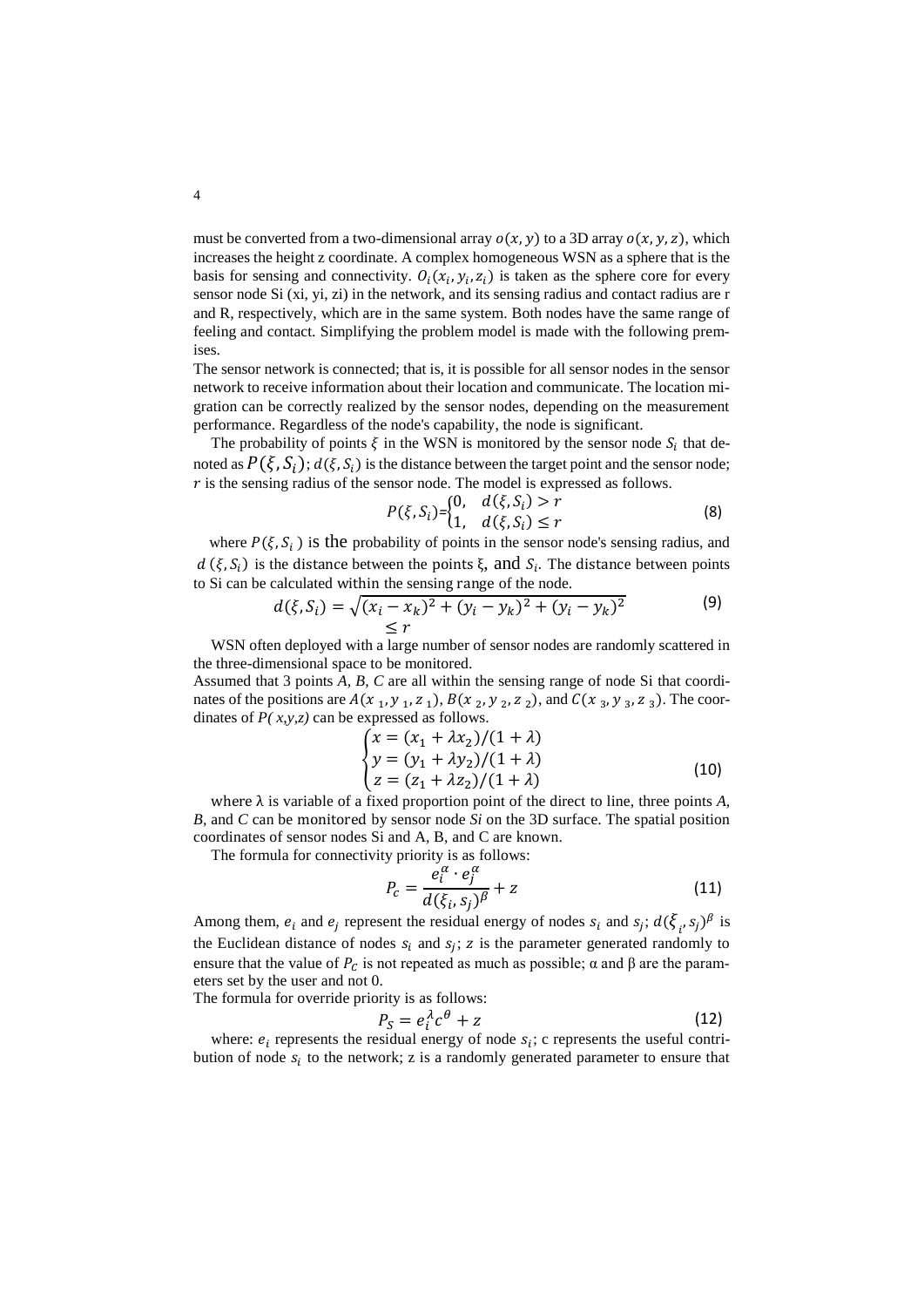must be converted from a two-dimensional array $o(x, y)$ to a 3D array $o(x, y, z)$, which increases the height z coordinate. A complex homogeneous WSN as a sphere that is the basis for sensing and connectivity. $O_i(x_i, y_i, z_i)$ is taken as the sphere core for every sensor node Si (xi, yi, zi) in the network, and its sensing radius and contact radius are r and R, respectively, which are in the same system. Both nodes have the same range of feeling and contact. Simplifying the problem model is made with the following premises.

The sensor network is connected; that is, it is possible for all sensor nodes in the sensor network to receive information about their location and communicate. The location migration can be correctly realized by the sensor nodes, depending on the measurement performance. Regardless of the node's capability, the node is significant.

The probability of points $\xi$ in the WSN is monitored by the sensor node $S_i$ that denoted as $P(\xi, S_i)$; $d(\xi, S_i)$ is the distance between the target point and the sensor node; $r$ is the sensing radius of the sensor node. The model is expressed as follows.

$$P(\xi, S_i) = \begin{cases} 0, & d(\xi, S_i) > r \\ 1, & d(\xi, S_i) \leq r \end{cases} \tag{8}$$

where $P(\xi, S_i)$ is the probability of points in the sensor node's sensing radius, and $d(\xi, S_i)$ is the distance between the points ξ, and $S_i$. The distance between points to Si can be calculated within the sensing range of the node.

$$d(\xi, S_i) = \sqrt{(x_i - x_k)^2 + (y_i - y_k)^2 + (y_i - y_k)^2} \leq r \tag{9}$$

WSN often deployed with a large number of sensor nodes are randomly scattered in the three-dimensional space to be monitored.

Assumed that 3 points *A*, *B*, *C* are all within the sensing range of node Si that coordinates of the positions are $A(x_1, y_1, z_1)$, $B(x_2, y_2, z_2)$, and $C(x_3, y_3, z_3)$. The coordinates of *P( x,y,z)* can be expressed as follows.

$$\begin{cases} x = (x_1 + \lambda x_2)/(1 + \lambda) \\ y = (y_1 + \lambda y_2)/(1 + \lambda) \\ z = (z_1 + \lambda z_2)/(1 + \lambda) \end{cases} \tag{10}$$

where λ is variable of a fixed proportion point of the direct to line, three points *A*, *B*, and *C* can be monitored by sensor node *Si* on the 3D surface. The spatial position coordinates of sensor nodes Si and A, B, and C are known.

The formula for connectivity priority is as follows:

$$P_c = \frac{e_i^{\alpha} \cdot e_j^{\alpha}}{d(\xi_i, s_j)^{\beta}} + z \tag{11}$$

Among them, $e_i$ and $e_j$ represent the residual energy of nodes $s_i$ and $s_j$; $d(\xi_i, s_j)^{\beta}$ is the Euclidean distance of nodes $s_i$ and $s_j$; $z$ is the parameter generated randomly to ensure that the value of $P_c$ is not repeated as much as possible; α and β are the parameters set by the user and not 0.

The formula for override priority is as follows:

$$P_S = e_i^{\lambda} c^{\theta} + z \tag{12}$$

where: $e_i$ represents the residual energy of node $s_i$; c represents the useful contribution of node $s_i$ to the network; z is a randomly generated parameter to ensure that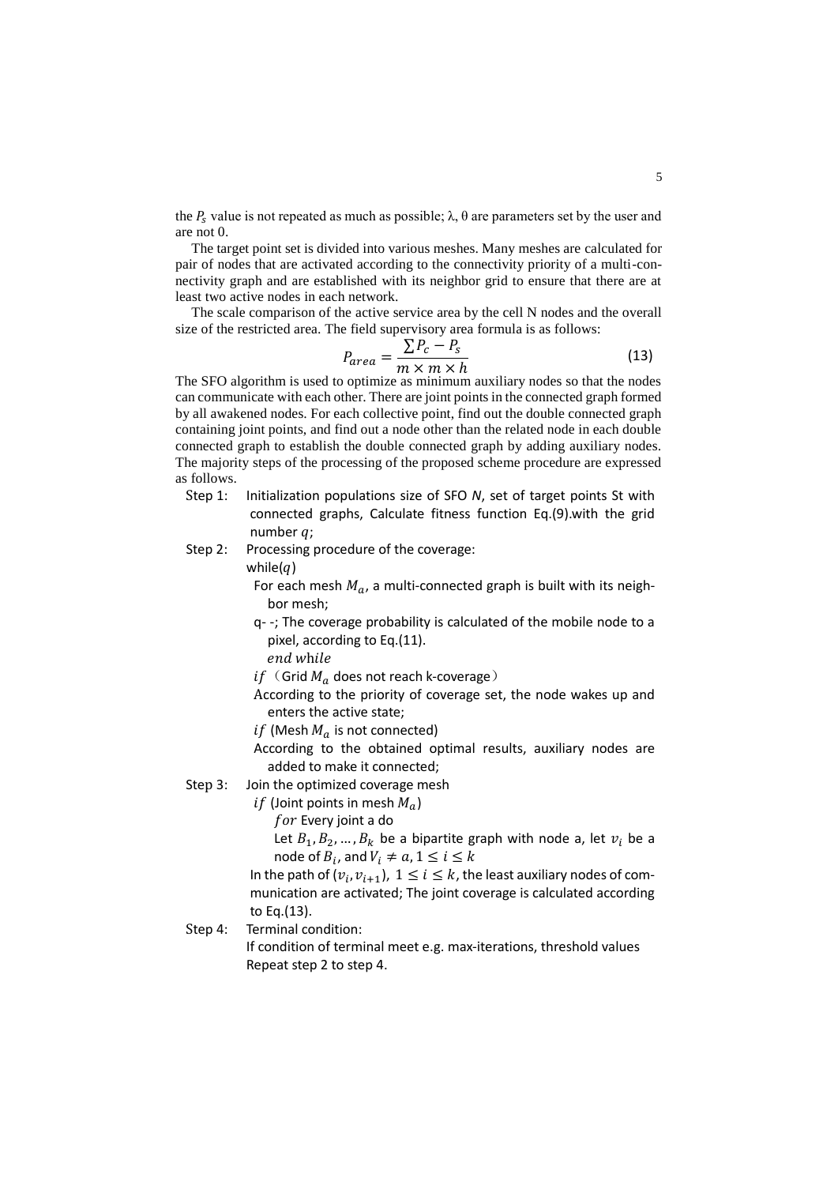the $P_s$ value is not repeated as much as possible; λ, θ are parameters set by the user and are not 0.

The target point set is divided into various meshes. Many meshes are calculated for pair of nodes that are activated according to the connectivity priority of a multi-connectivity graph and are established with its neighbor grid to ensure that there are at least two active nodes in each network.

The scale comparison of the active service area by the cell N nodes and the overall size of the restricted area. The field supervisory area formula is as follows:

$$P_{area} = \frac{\sum P_c - P_s}{m \times m \times h} \tag{13}$$

The SFO algorithm is used to optimize as minimum auxiliary nodes so that the nodes can communicate with each other. There are joint points in the connected graph formed by all awakened nodes. For each collective point, find out the double connected graph containing joint points, and find out a node other than the related node in each double connected graph to establish the double connected graph by adding auxiliary nodes. The majority steps of the processing of the proposed scheme procedure are expressed as follows.

Step 1: Initialization populations size of SFO $N$, set of target points St with connected graphs, Calculate fitness function Eq.(9).with the grid number $q$;

Step 2: Processing procedure of the coverage:

while($q$)

For each mesh $M_a$, a multi-connected graph is built with its neighbor mesh;

q- -; The coverage probability is calculated of the mobile node to a pixel, according to Eq.(11).

*end while*

*if*（Grid $M_a$ does not reach k-coverage）

According to the priority of coverage set, the node wakes up and enters the active state;

*if* (Mesh $M_a$ is not connected)

According to the obtained optimal results, auxiliary nodes are added to make it connected;

Step 3: Join the optimized coverage mesh

*if* (Joint points in mesh $M_a$)

*for* Every joint a do

Let $B_1, B_2, \ldots, B_k$ be a bipartite graph with node a, let $v_i$ be a node of $B_i$, and $V_i \neq a, 1 \leq i \leq k$

In the path of $(v_i, v_{i+1})$, $1 \leq i \leq k$, the least auxiliary nodes of communication are activated; The joint coverage is calculated according to Eq.(13).

Step 4: Terminal condition:

If condition of terminal meet e.g. max-iterations, threshold values

Repeat step 2 to step 4.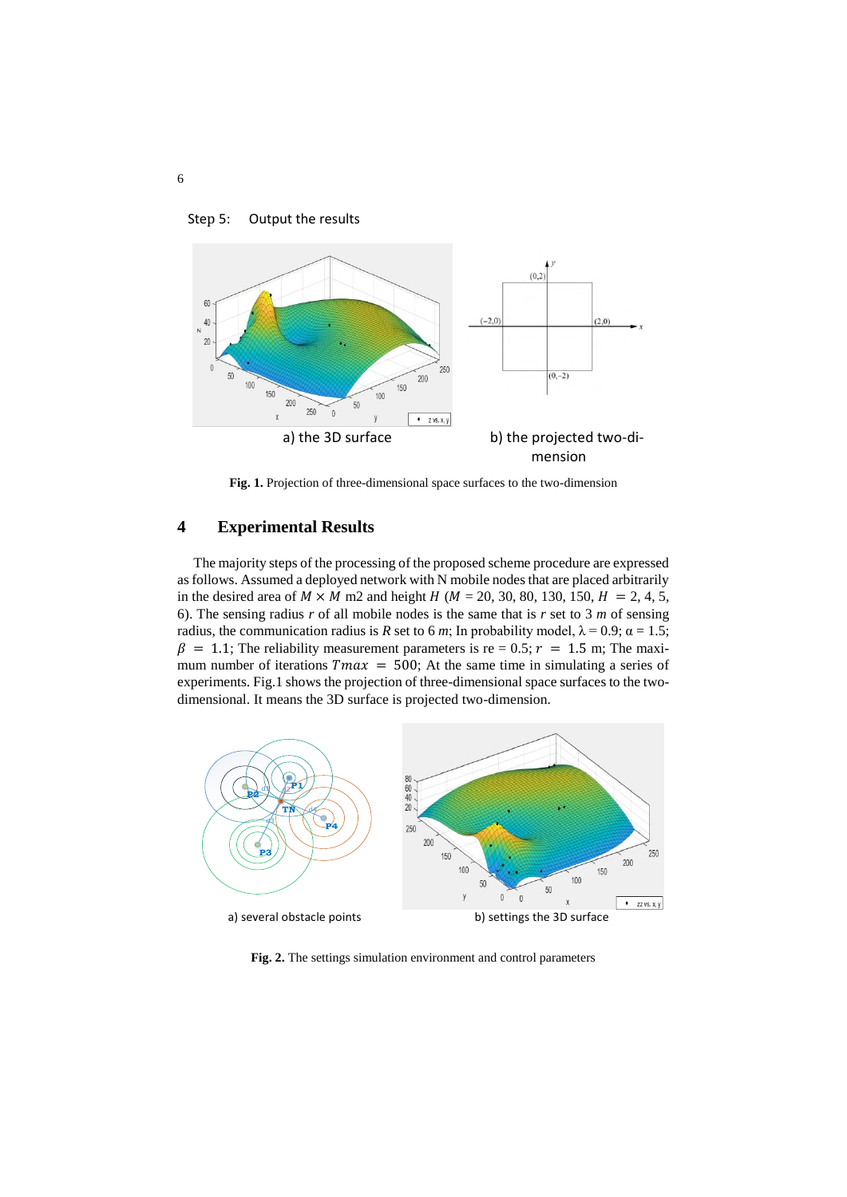Step 5: Output the results

a) the 3D surface

b) the projected two-dimension

**Fig. 1.** Projection of three-dimensional space surfaces to the two-dimension

## 4 Experimental Results

The majority steps of the processing of the proposed scheme procedure are expressed as follows. Assumed a deployed network with N mobile nodes that are placed arbitrarily in the desired area of $M \times M$ m2 and height $H$ ($M$ = 20, 30, 80, 130, 150, $H$ = 2, 4, 5, 6). The sensing radius $r$ of all mobile nodes is the same that is $r$ set to 3 $m$ of sensing radius, the communication radius is $R$ set to 6 $m$; In probability model, $\lambda = 0.9$; $\alpha = 1.5$; $\beta = 1.1$; The reliability measurement parameters is re = 0.5; $r = 1.5$ m; The maximum number of iterations $Tmax = 500$; At the same time in simulating a series of experiments. Fig.1 shows the projection of three-dimensional space surfaces to the two-dimensional. It means the 3D surface is projected two-dimension.

a) several obstacle points

b) settings the 3D surface

**Fig. 2.** The settings simulation environment and control parameters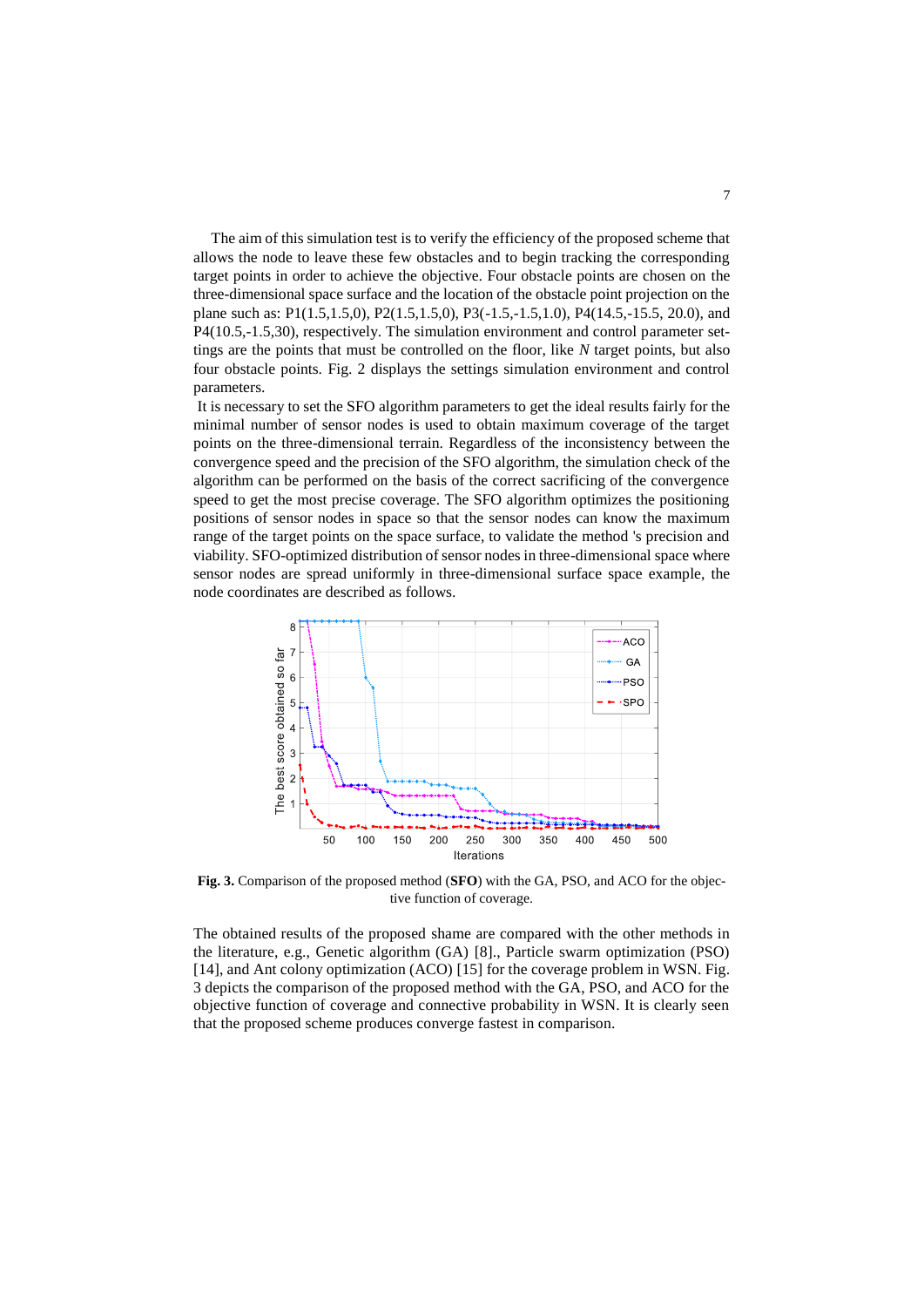The aim of this simulation test is to verify the efficiency of the proposed scheme that allows the node to leave these few obstacles and to begin tracking the corresponding target points in order to achieve the objective. Four obstacle points are chosen on the three-dimensional space surface and the location of the obstacle point projection on the plane such as: P1(1.5,1.5,0), P2(1.5,1.5,0), P3(-1.5,-1.5,1.0), P4(14.5,-15.5, 20.0), and P4(10.5,-1.5,30), respectively. The simulation environment and control parameter settings are the points that must be controlled on the floor, like *N* target points, but also four obstacle points. Fig. 2 displays the settings simulation environment and control parameters.

It is necessary to set the SFO algorithm parameters to get the ideal results fairly for the minimal number of sensor nodes is used to obtain maximum coverage of the target points on the three-dimensional terrain. Regardless of the inconsistency between the convergence speed and the precision of the SFO algorithm, the simulation check of the algorithm can be performed on the basis of the correct sacrificing of the convergence speed to get the most precise coverage. The SFO algorithm optimizes the positioning positions of sensor nodes in space so that the sensor nodes can know the maximum range of the target points on the space surface, to validate the method 's precision and viability. SFO-optimized distribution of sensor nodes in three-dimensional space where sensor nodes are spread uniformly in three-dimensional surface space example, the node coordinates are described as follows.

**Fig. 3.** Comparison of the proposed method (**SFO**) with the GA, PSO, and ACO for the objective function of coverage.

The obtained results of the proposed shame are compared with the other methods in the literature, e.g., Genetic algorithm (GA) [8]., Particle swarm optimization (PSO) [14], and Ant colony optimization (ACO) [15] for the coverage problem in WSN. Fig. 3 depicts the comparison of the proposed method with the GA, PSO, and ACO for the objective function of coverage and connective probability in WSN. It is clearly seen that the proposed scheme produces converge fastest in comparison.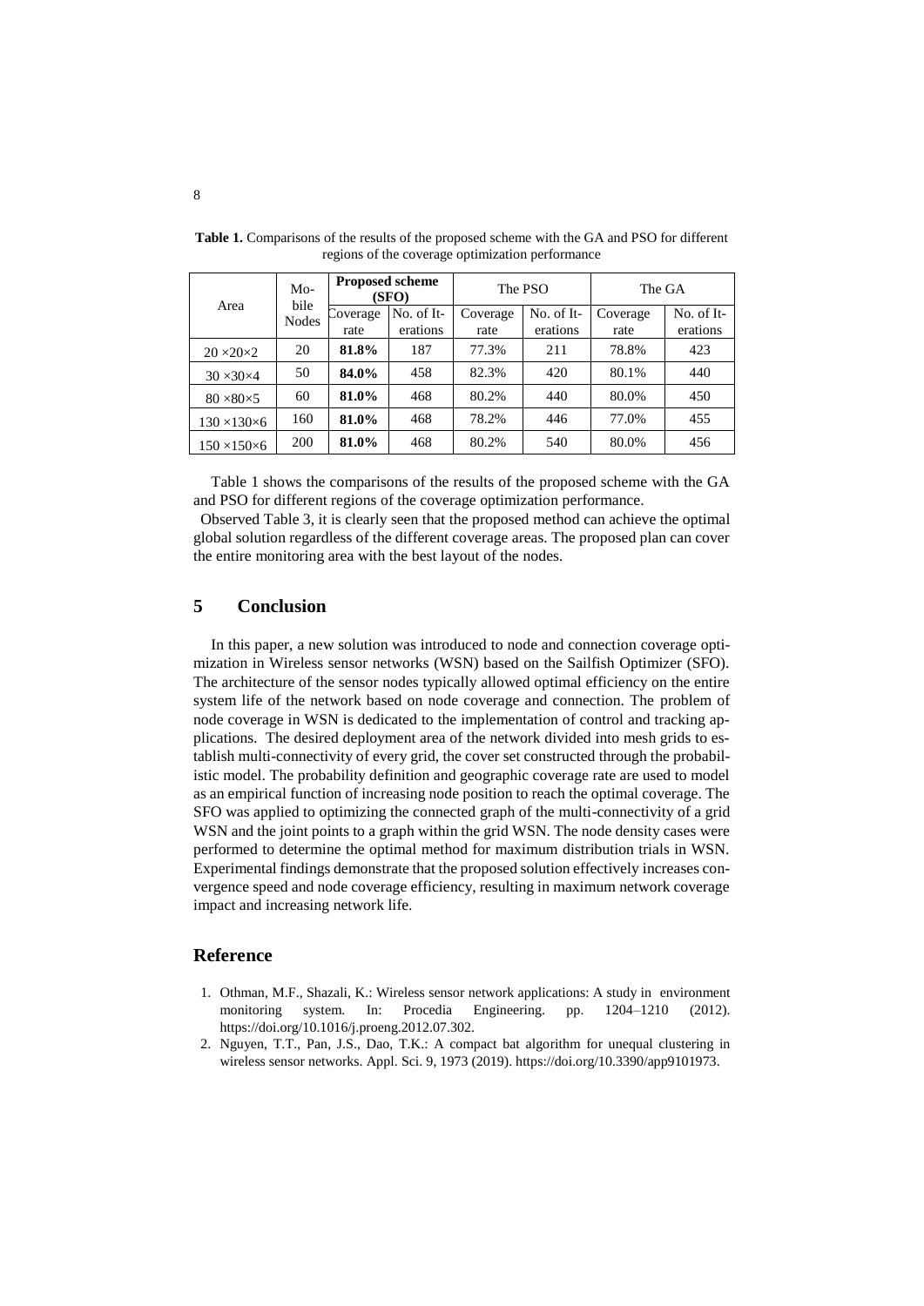**Table 1.** Comparisons of the results of the proposed scheme with the GA and PSO for different regions of the coverage optimization performance

| Area | Mobile Nodes | Proposed scheme (SFO) | | The PSO | | The GA | |
|---|---|---|---|---|---|---|---|
| | | Coverage rate | No. of Iterations | Coverage rate | No. of Iterations | Coverage rate | No. of Iterations |
| 20 ×20×2 | 20 | **81.8%** | 187 | 77.3% | 211 | 78.8% | 423 |
| 30 ×30×4 | 50 | **84.0%** | 458 | 82.3% | 420 | 80.1% | 440 |
| 80 ×80×5 | 60 | **81.0%** | 468 | 80.2% | 440 | 80.0% | 450 |
| 130 ×130×6 | 160 | **81.0%** | 468 | 78.2% | 446 | 77.0% | 455 |
| 150 ×150×6 | 200 | **81.0%** | 468 | 80.2% | 540 | 80.0% | 456 |

Table 1 shows the comparisons of the results of the proposed scheme with the GA and PSO for different regions of the coverage optimization performance.

Observed Table 3, it is clearly seen that the proposed method can achieve the optimal global solution regardless of the different coverage areas. The proposed plan can cover the entire monitoring area with the best layout of the nodes.

## 5 Conclusion

In this paper, a new solution was introduced to node and connection coverage optimization in Wireless sensor networks (WSN) based on the Sailfish Optimizer (SFO). The architecture of the sensor nodes typically allowed optimal efficiency on the entire system life of the network based on node coverage and connection. The problem of node coverage in WSN is dedicated to the implementation of control and tracking applications. The desired deployment area of the network divided into mesh grids to establish multi-connectivity of every grid, the cover set constructed through the probabilistic model. The probability definition and geographic coverage rate are used to model as an empirical function of increasing node position to reach the optimal coverage. The SFO was applied to optimizing the connected graph of the multi-connectivity of a grid WSN and the joint points to a graph within the grid WSN. The node density cases were performed to determine the optimal method for maximum distribution trials in WSN. Experimental findings demonstrate that the proposed solution effectively increases convergence speed and node coverage efficiency, resulting in maximum network coverage impact and increasing network life.

## Reference

1. Othman, M.F., Shazali, K.: Wireless sensor network applications: A study in environment monitoring system. In: Procedia Engineering. pp. 1204–1210 (2012). https://doi.org/10.1016/j.proeng.2012.07.302.
2. Nguyen, T.T., Pan, J.S., Dao, T.K.: A compact bat algorithm for unequal clustering in wireless sensor networks. Appl. Sci. 9, 1973 (2019). https://doi.org/10.3390/app9101973.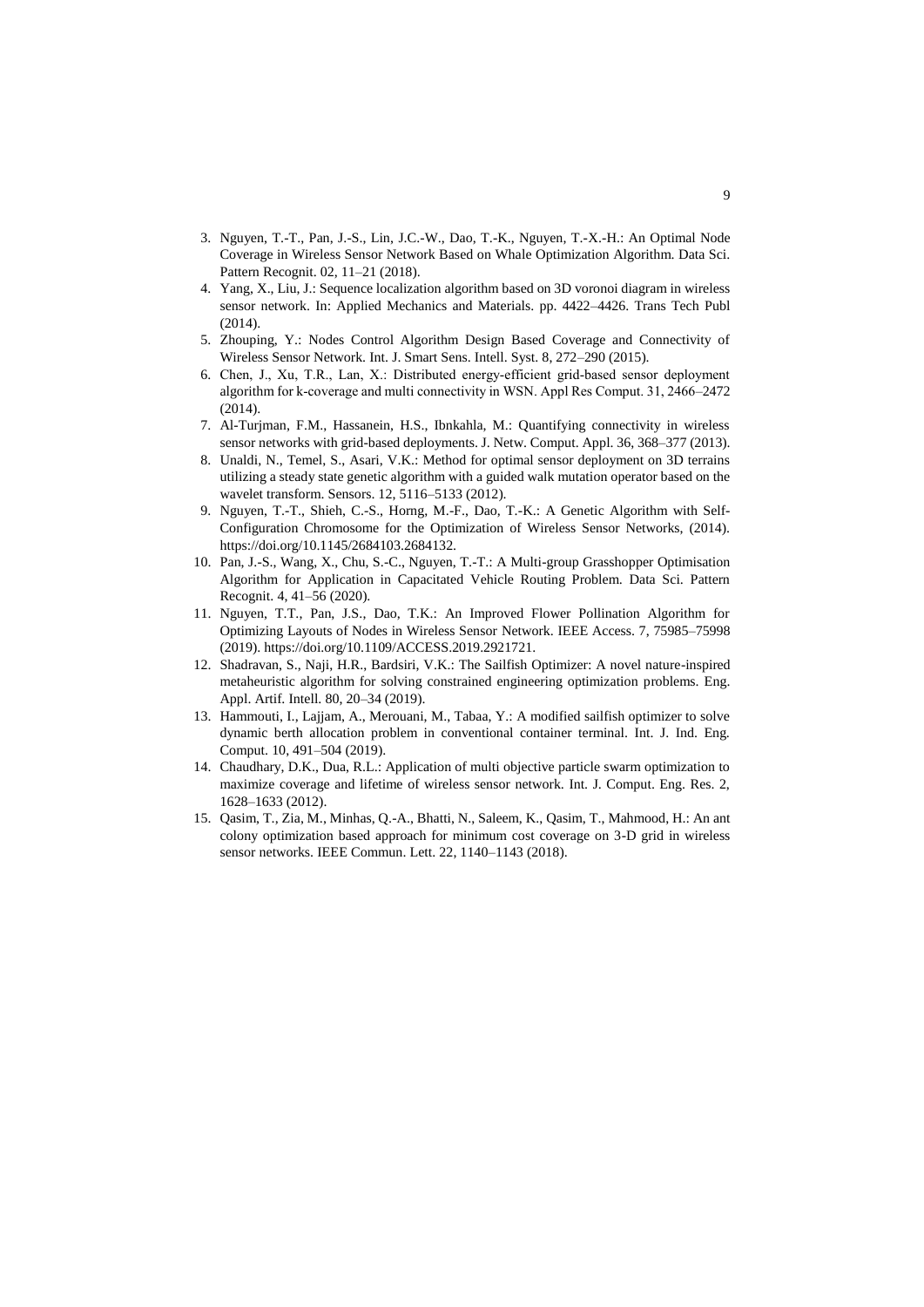3. Nguyen, T.-T., Pan, J.-S., Lin, J.C.-W., Dao, T.-K., Nguyen, T.-X.-H.: An Optimal Node Coverage in Wireless Sensor Network Based on Whale Optimization Algorithm. Data Sci. Pattern Recognit. 02, 11–21 (2018).
4. Yang, X., Liu, J.: Sequence localization algorithm based on 3D voronoi diagram in wireless sensor network. In: Applied Mechanics and Materials. pp. 4422–4426. Trans Tech Publ (2014).
5. Zhouping, Y.: Nodes Control Algorithm Design Based Coverage and Connectivity of Wireless Sensor Network. Int. J. Smart Sens. Intell. Syst. 8, 272–290 (2015).
6. Chen, J., Xu, T.R., Lan, X.: Distributed energy-efficient grid-based sensor deployment algorithm for k-coverage and multi connectivity in WSN. Appl Res Comput. 31, 2466–2472 (2014).
7. Al-Turjman, F.M., Hassanein, H.S., Ibnkahla, M.: Quantifying connectivity in wireless sensor networks with grid-based deployments. J. Netw. Comput. Appl. 36, 368–377 (2013).
8. Unaldi, N., Temel, S., Asari, V.K.: Method for optimal sensor deployment on 3D terrains utilizing a steady state genetic algorithm with a guided walk mutation operator based on the wavelet transform. Sensors. 12, 5116–5133 (2012).
9. Nguyen, T.-T., Shieh, C.-S., Horng, M.-F., Dao, T.-K.: A Genetic Algorithm with Self-Configuration Chromosome for the Optimization of Wireless Sensor Networks, (2014). https://doi.org/10.1145/2684103.2684132.
10. Pan, J.-S., Wang, X., Chu, S.-C., Nguyen, T.-T.: A Multi-group Grasshopper Optimisation Algorithm for Application in Capacitated Vehicle Routing Problem. Data Sci. Pattern Recognit. 4, 41–56 (2020).
11. Nguyen, T.T., Pan, J.S., Dao, T.K.: An Improved Flower Pollination Algorithm for Optimizing Layouts of Nodes in Wireless Sensor Network. IEEE Access. 7, 75985–75998 (2019). https://doi.org/10.1109/ACCESS.2019.2921721.
12. Shadravan, S., Naji, H.R., Bardsiri, V.K.: The Sailfish Optimizer: A novel nature-inspired metaheuristic algorithm for solving constrained engineering optimization problems. Eng. Appl. Artif. Intell. 80, 20–34 (2019).
13. Hammouti, I., Lajjam, A., Merouani, M., Tabaa, Y.: A modified sailfish optimizer to solve dynamic berth allocation problem in conventional container terminal. Int. J. Ind. Eng. Comput. 10, 491–504 (2019).
14. Chaudhary, D.K., Dua, R.L.: Application of multi objective particle swarm optimization to maximize coverage and lifetime of wireless sensor network. Int. J. Comput. Eng. Res. 2, 1628–1633 (2012).
15. Qasim, T., Zia, M., Minhas, Q.-A., Bhatti, N., Saleem, K., Qasim, T., Mahmood, H.: An ant colony optimization based approach for minimum cost coverage on 3-D grid in wireless sensor networks. IEEE Commun. Lett. 22, 1140–1143 (2018).